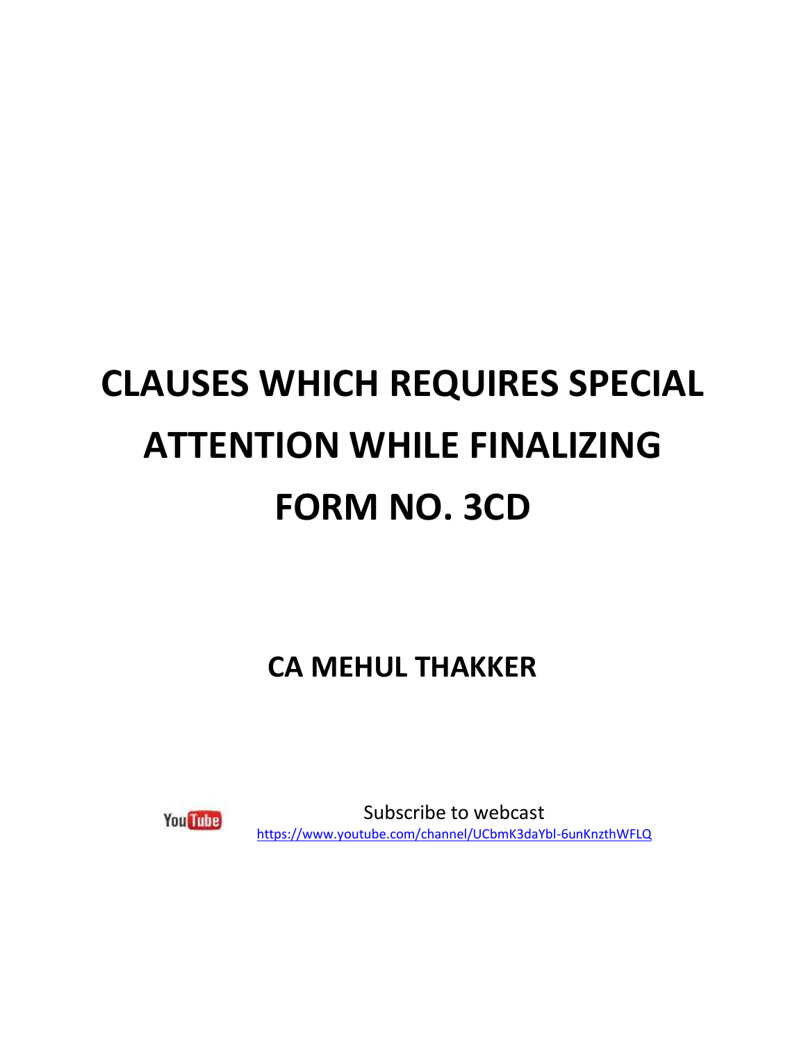# CLAUSES WHICH REQUIRES SPECIAL ATTENTION WHILE FINALIZING FORM NO. 3CD

## CA MEHUL THAKKER

YouTube

Subscribe to webcast
https://www.youtube.com/channel/UCbmK3daYbl-6unKnzthWFLQ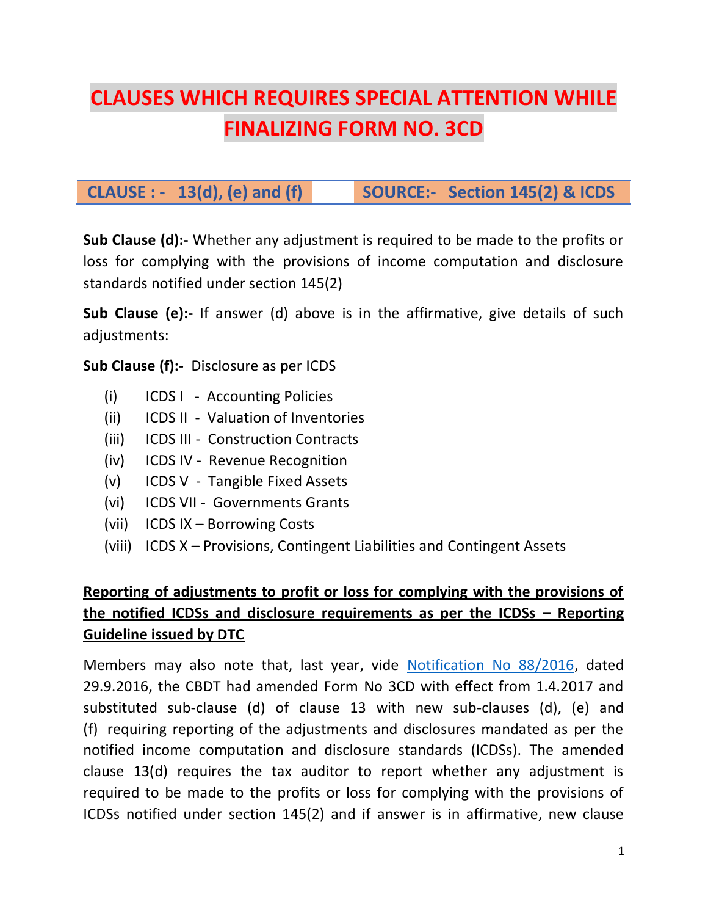# CLAUSES WHICH REQUIRES SPECIAL ATTENTION WHILE FINALIZING FORM NO. 3CD

| CLAUSE : - 13(d), (e) and (f) | SOURCE:- Section 145(2) & ICDS |
|---|---|

**Sub Clause (d):-** Whether any adjustment is required to be made to the profits or loss for complying with the provisions of income computation and disclosure standards notified under section 145(2)

**Sub Clause (e):-** If answer (d) above is in the affirmative, give details of such adjustments:

**Sub Clause (f):-** Disclosure as per ICDS

- (i) ICDS I - Accounting Policies
- (ii) ICDS II - Valuation of Inventories
- (iii) ICDS III - Construction Contracts
- (iv) ICDS IV - Revenue Recognition
- (v) ICDS V - Tangible Fixed Assets
- (vi) ICDS VII - Governments Grants
- (vii) ICDS IX – Borrowing Costs
- (viii) ICDS X – Provisions, Contingent Liabilities and Contingent Assets

**Reporting of adjustments to profit or loss for complying with the provisions of the notified ICDSs and disclosure requirements as per the ICDSs – Reporting Guideline issued by DTC**

Members may also note that, last year, vide Notification No 88/2016, dated 29.9.2016, the CBDT had amended Form No 3CD with effect from 1.4.2017 and substituted sub-clause (d) of clause 13 with new sub-clauses (d), (e) and (f) requiring reporting of the adjustments and disclosures mandated as per the notified income computation and disclosure standards (ICDSs). The amended clause 13(d) requires the tax auditor to report whether any adjustment is required to be made to the profits or loss for complying with the provisions of ICDSs notified under section 145(2) and if answer is in affirmative, new clause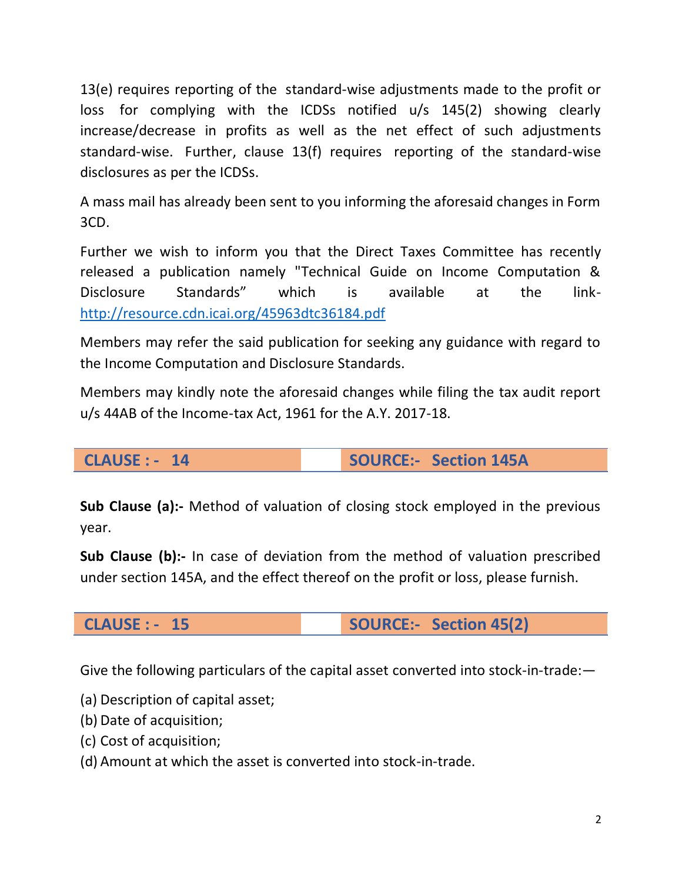13(e) requires reporting of the standard-wise adjustments made to the profit or loss for complying with the ICDSs notified u/s 145(2) showing clearly increase/decrease in profits as well as the net effect of such adjustments standard-wise. Further, clause 13(f) requires reporting of the standard-wise disclosures as per the ICDSs.

A mass mail has already been sent to you informing the aforesaid changes in Form 3CD.

Further we wish to inform you that the Direct Taxes Committee has recently released a publication namely "Technical Guide on Income Computation & Disclosure Standards" which is available at the link- http://resource.cdn.icai.org/45963dtc36184.pdf

Members may refer the said publication for seeking any guidance with regard to the Income Computation and Disclosure Standards.

Members may kindly note the aforesaid changes while filing the tax audit report u/s 44AB of the Income-tax Act, 1961 for the A.Y. 2017-18.

| **CLAUSE : - 14** | | **SOURCE:- Section 145A** |
|---|---|---|

**Sub Clause (a):-** Method of valuation of closing stock employed in the previous year.

**Sub Clause (b):-** In case of deviation from the method of valuation prescribed under section 145A, and the effect thereof on the profit or loss, please furnish.

| **CLAUSE : - 15** | | **SOURCE:- Section 45(2)** |
|---|---|---|

Give the following particulars of the capital asset converted into stock-in-trade:—

(a) Description of capital asset;
(b) Date of acquisition;
(c) Cost of acquisition;
(d) Amount at which the asset is converted into stock-in-trade.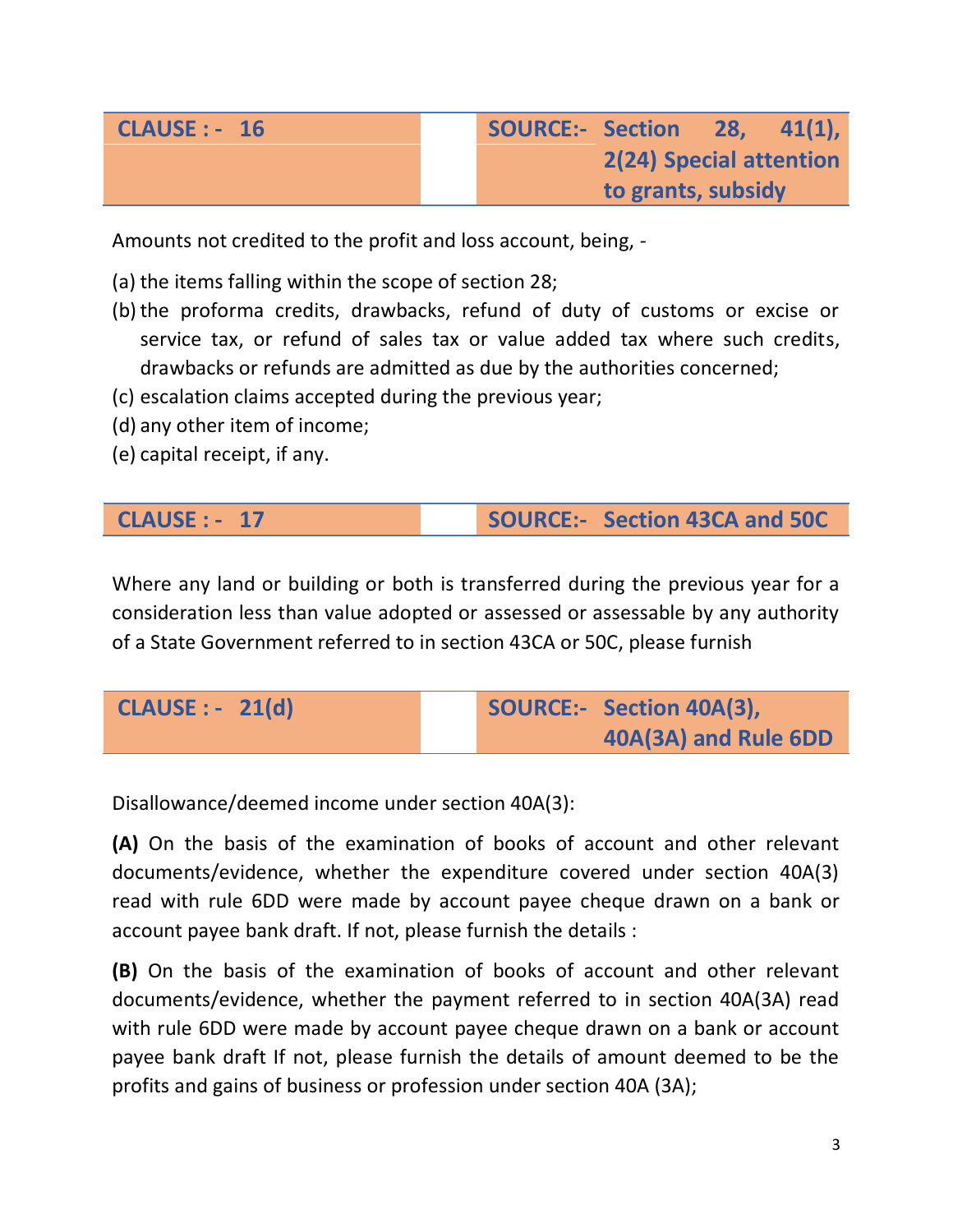| CLAUSE : - 16 | | SOURCE:- Section 28, 41(1), 2(24) Special attention to grants, subsidy |
|---|---|---|

Amounts not credited to the profit and loss account, being, -

(a) the items falling within the scope of section 28;

(b) the proforma credits, drawbacks, refund of duty of customs or excise or service tax, or refund of sales tax or value added tax where such credits, drawbacks or refunds are admitted as due by the authorities concerned;

(c) escalation claims accepted during the previous year;

(d) any other item of income;

(e) capital receipt, if any.

| CLAUSE : - 17 | | SOURCE:- Section 43CA and 50C |
|---|---|---|

Where any land or building or both is transferred during the previous year for a consideration less than value adopted or assessed or assessable by any authority of a State Government referred to in section 43CA or 50C, please furnish

| CLAUSE : - 21(d) | | SOURCE:- Section 40A(3), 40A(3A) and Rule 6DD |
|---|---|---|

Disallowance/deemed income under section 40A(3):

**(A)** On the basis of the examination of books of account and other relevant documents/evidence, whether the expenditure covered under section 40A(3) read with rule 6DD were made by account payee cheque drawn on a bank or account payee bank draft. If not, please furnish the details :

**(B)** On the basis of the examination of books of account and other relevant documents/evidence, whether the payment referred to in section 40A(3A) read with rule 6DD were made by account payee cheque drawn on a bank or account payee bank draft If not, please furnish the details of amount deemed to be the profits and gains of business or profession under section 40A (3A);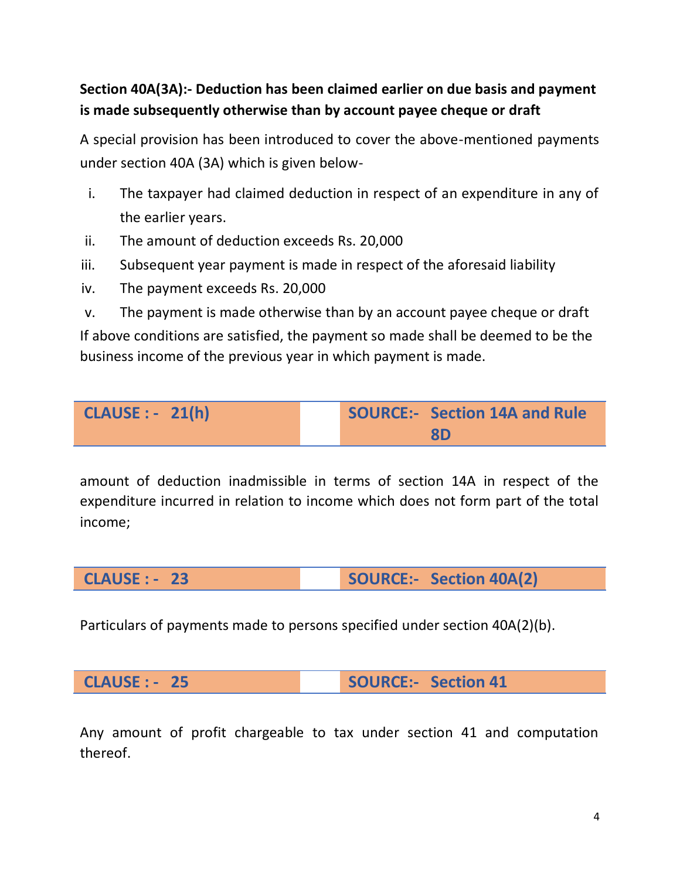**Section 40A(3A):- Deduction has been claimed earlier on due basis and payment is made subsequently otherwise than by account payee cheque or draft**

A special provision has been introduced to cover the above-mentioned payments under section 40A (3A) which is given below-

i. The taxpayer had claimed deduction in respect of an expenditure in any of the earlier years.
ii. The amount of deduction exceeds Rs. 20,000
iii. Subsequent year payment is made in respect of the aforesaid liability
iv. The payment exceeds Rs. 20,000
v. The payment is made otherwise than by an account payee cheque or draft

If above conditions are satisfied, the payment so made shall be deemed to be the business income of the previous year in which payment is made.

| CLAUSE : - 21(h) | | SOURCE:- Section 14A and Rule 8D |
|---|---|---|

amount of deduction inadmissible in terms of section 14A in respect of the expenditure incurred in relation to income which does not form part of the total income;

| CLAUSE : - 23 | | SOURCE:- Section 40A(2) |
|---|---|---|

Particulars of payments made to persons specified under section 40A(2)(b).

| CLAUSE : - 25 | | SOURCE:- Section 41 |
|---|---|---|

Any amount of profit chargeable to tax under section 41 and computation thereof.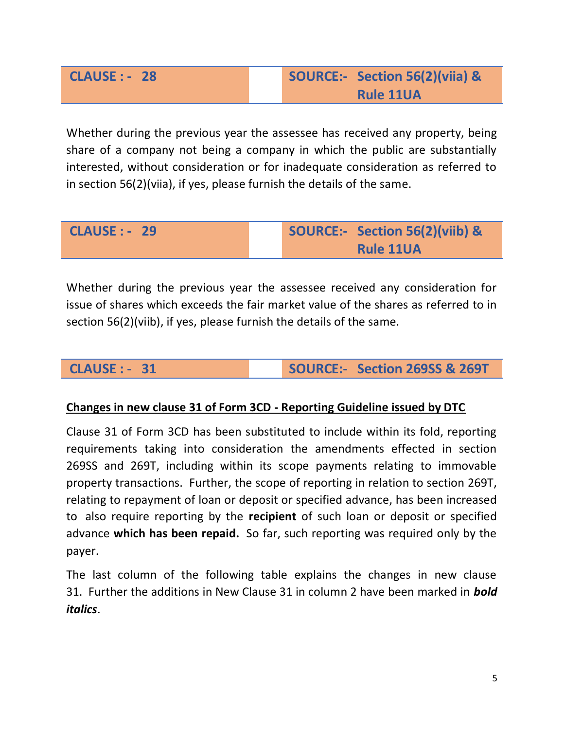| CLAUSE : - 28 | SOURCE:- Section 56(2)(viia) & Rule 11UA |
|---|---|

Whether during the previous year the assessee has received any property, being share of a company not being a company in which the public are substantially interested, without consideration or for inadequate consideration as referred to in section 56(2)(viia), if yes, please furnish the details of the same.

| CLAUSE : - 29 | SOURCE:- Section 56(2)(viib) & Rule 11UA |
|---|---|

Whether during the previous year the assessee received any consideration for issue of shares which exceeds the fair market value of the shares as referred to in section 56(2)(viib), if yes, please furnish the details of the same.

| CLAUSE : - 31 | SOURCE:- Section 269SS & 269T |
|---|---|

**Changes in new clause 31 of Form 3CD - Reporting Guideline issued by DTC**

Clause 31 of Form 3CD has been substituted to include within its fold, reporting requirements taking into consideration the amendments effected in section 269SS and 269T, including within its scope payments relating to immovable property transactions. Further, the scope of reporting in relation to section 269T, relating to repayment of loan or deposit or specified advance, has been increased to also require reporting by the **recipient** of such loan or deposit or specified advance **which has been repaid.** So far, such reporting was required only by the payer.

The last column of the following table explains the changes in new clause 31. Further the additions in New Clause 31 in column 2 have been marked in ***bold italics***.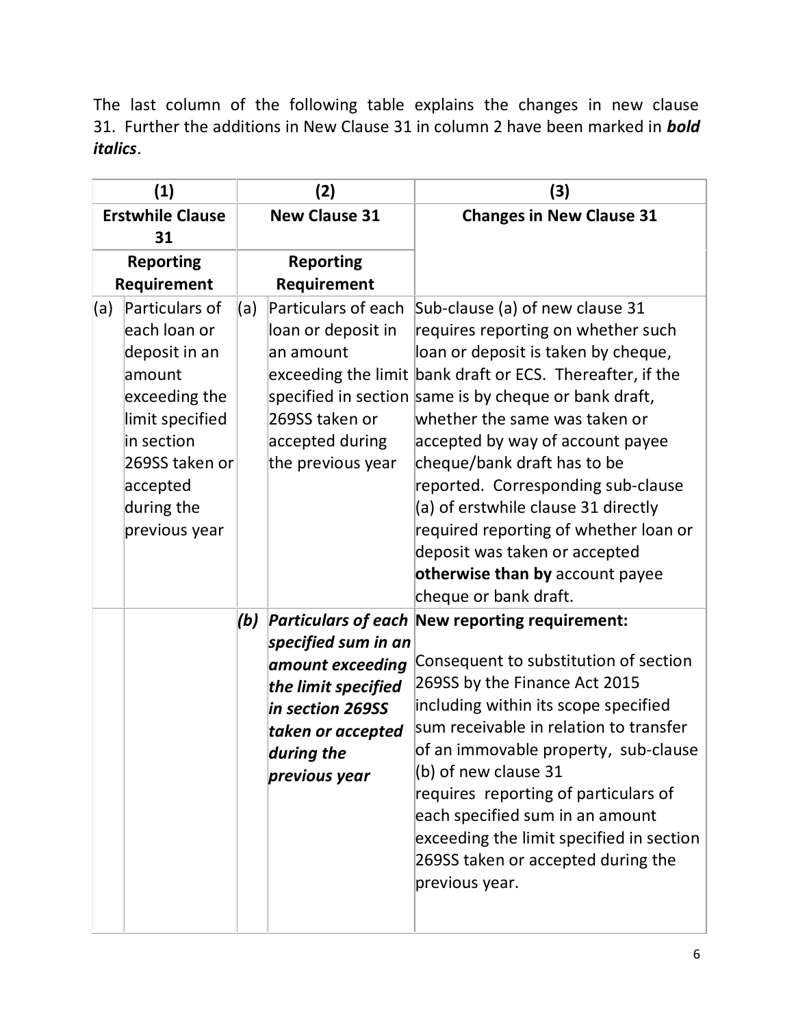The last column of the following table explains the changes in new clause 31. Further the additions in New Clause 31 in column 2 have been marked in ***bold italics***.

| (1) | | (2) | | (3) |
|---|---|---|---|---|
| **Erstwhile Clause 31** | | **New Clause 31** | | **Changes in New Clause 31** |
| **Reporting Requirement** | | **Reporting Requirement** | | |
| (a) | Particulars of each loan or deposit in an amount exceeding the limit specified in section 269SS taken or accepted during the previous year | (a) | Particulars of each loan or deposit in an amount exceeding the limit specified in section 269SS taken or accepted during the previous year | Sub-clause (a) of new clause 31 requires reporting on whether such loan or deposit is taken by cheque, bank draft or ECS. Thereafter, if the same is by cheque or bank draft, whether the same was taken or accepted by way of account payee cheque/bank draft has to be reported. Corresponding sub-clause (a) of erstwhile clause 31 directly required reporting of whether loan or deposit was taken or accepted **otherwise than by** account payee cheque or bank draft. |
| | | ***(b)*** | ***Particulars of each specified sum in an amount exceeding the limit specified in section 269SS taken or accepted during the previous year*** | **New reporting requirement:** Consequent to substitution of section 269SS by the Finance Act 2015 including within its scope specified sum receivable in relation to transfer of an immovable property, sub-clause (b) of new clause 31 requires reporting of particulars of each specified sum in an amount exceeding the limit specified in section 269SS taken or accepted during the previous year. |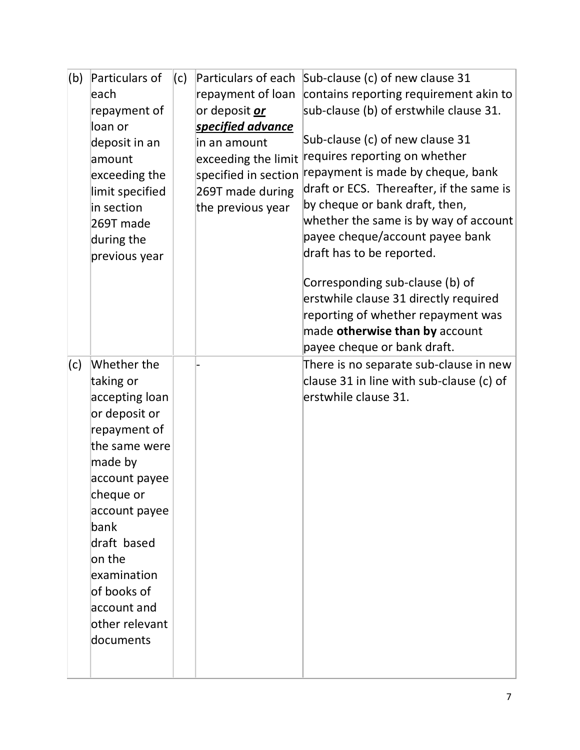| (b) | Particulars of each repayment of loan or deposit in an amount exceeding the limit specified in section 269T made during the previous year | (c) | Particulars of each repayment of loan or deposit ***or specified advance*** in an amount exceeding the limit specified in section 269T made during the previous year | Sub-clause (c) of new clause 31 contains reporting requirement akin to sub-clause (b) of erstwhile clause 31.<br><br>Sub-clause (c) of new clause 31 requires reporting on whether repayment is made by cheque, bank draft or ECS. Thereafter, if the same is by cheque or bank draft, then, whether the same is by way of account payee cheque/account payee bank draft has to be reported.<br><br>Corresponding sub-clause (b) of erstwhile clause 31 directly required reporting of whether repayment was made **otherwise than by** account payee cheque or bank draft. |
|---|---|---|---|---|
| (c) | Whether the taking or accepting loan or deposit or repayment of the same were made by account payee cheque or account payee bank draft based on the examination of books of account and other relevant documents | | - | There is no separate sub-clause in new clause 31 in line with sub-clause (c) of erstwhile clause 31. |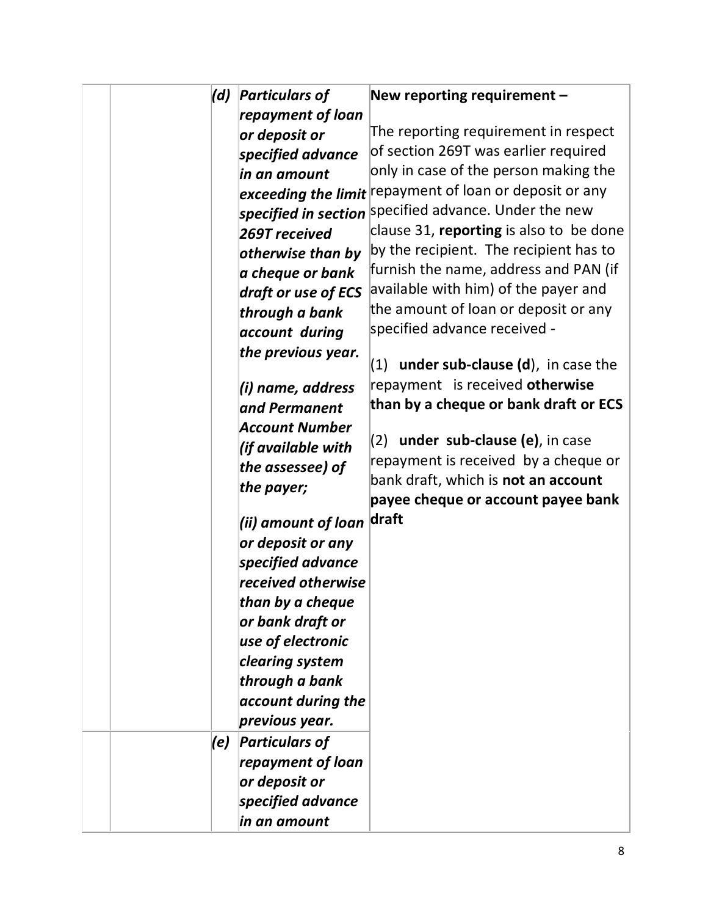| | | | | |
|---|---|---|---|---|
| | | *(d)* | ***Particulars of repayment of loan or deposit or specified advance in an amount exceeding the limit specified in section 269T received otherwise than by a cheque or bank draft or use of ECS through a bank account during the previous year.***<br><br>***(i) name, address and Permanent Account Number (if available with the assessee) of the payer;***<br><br>***(ii) amount of loan or deposit or any specified advance received otherwise than by a cheque or bank draft or use of electronic clearing system through a bank account during the previous year.*** | **New reporting requirement –**<br><br>The reporting requirement in respect of section 269T was earlier required only in case of the person making the repayment of loan or deposit or any specified advance. Under the new clause 31, **reporting** is also to be done by the recipient. The recipient has to furnish the name, address and PAN (if available with him) of the payer and the amount of loan or deposit or any specified advance received -<br><br>(1) **under sub-clause (d**), in case the repayment is received **otherwise than by a cheque or bank draft or ECS**<br><br>(2) **under sub-clause (e)**, in case repayment is received by a cheque or bank draft, which is **not an account payee cheque or account payee bank draft** |
| | | *(e)* | ***Particulars of repayment of loan or deposit or specified advance in an amount*** | |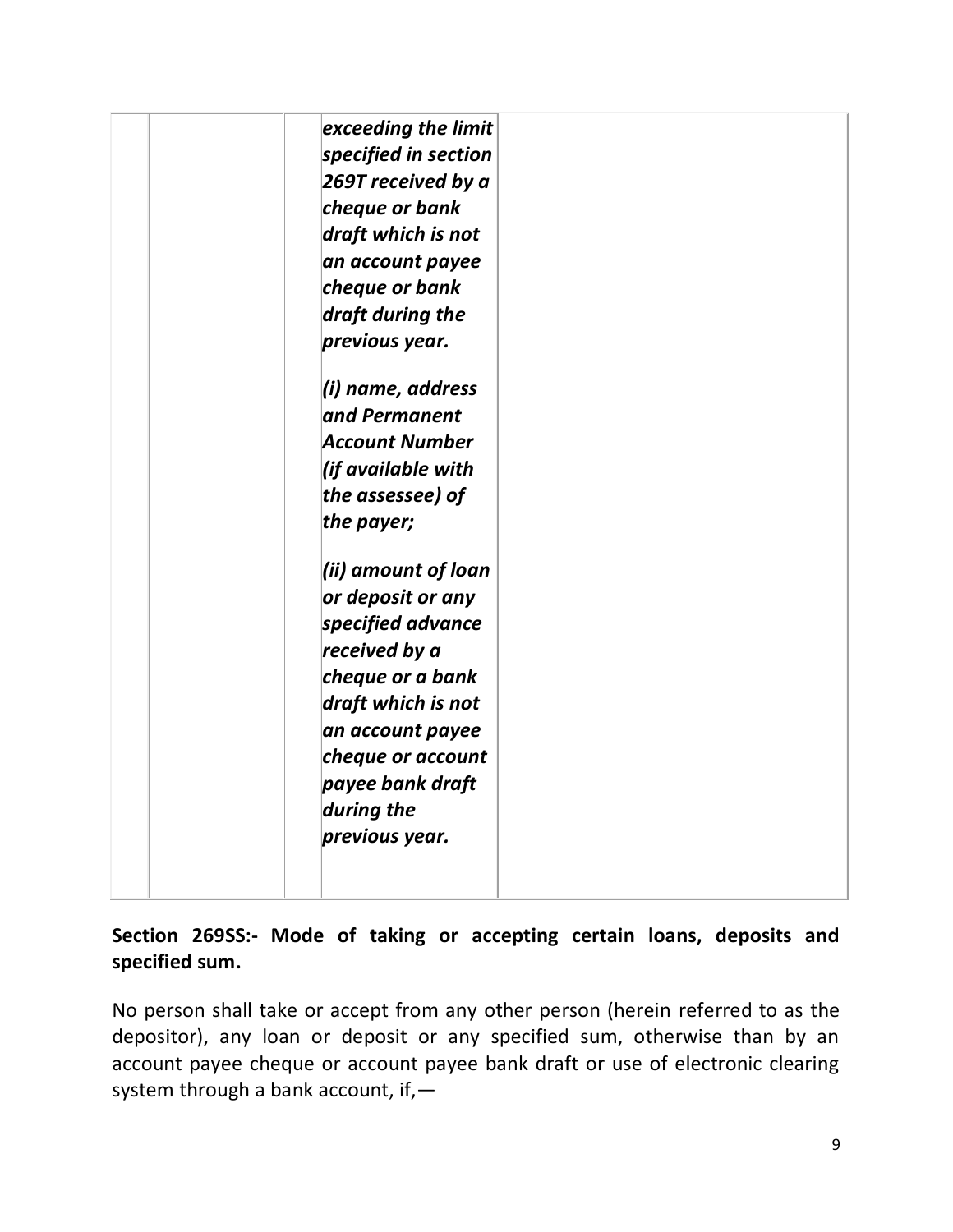| | | | | |
|---|---|---|---|---|
| | | | ***exceeding the limit specified in section 269T received by a cheque or bank draft which is not an account payee cheque or bank draft during the previous year.***<br><br>***(i) name, address and Permanent Account Number (if available with the assessee) of the payer;***<br><br>***(ii) amount of loan or deposit or any specified advance received by a cheque or a bank draft which is not an account payee cheque or account payee bank draft during the previous year.*** | |

**Section 269SS:- Mode of taking or accepting certain loans, deposits and specified sum.**

No person shall take or accept from any other person (herein referred to as the depositor), any loan or deposit or any specified sum, otherwise than by an account payee cheque or account payee bank draft or use of electronic clearing system through a bank account, if,—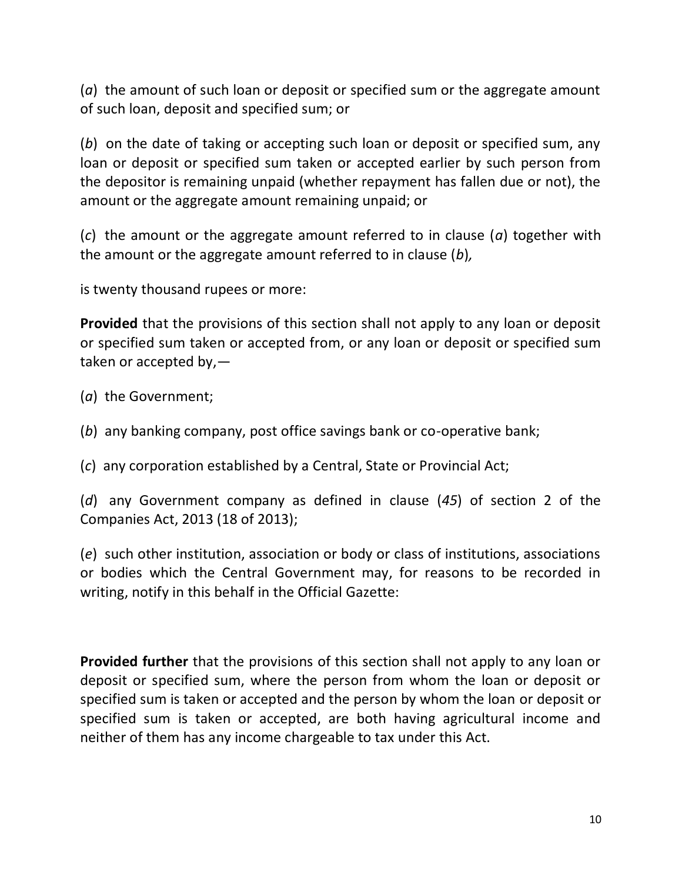(*a*) the amount of such loan or deposit or specified sum or the aggregate amount of such loan, deposit and specified sum; or

(*b*) on the date of taking or accepting such loan or deposit or specified sum, any loan or deposit or specified sum taken or accepted earlier by such person from the depositor is remaining unpaid (whether repayment has fallen due or not), the amount or the aggregate amount remaining unpaid; or

(*c*) the amount or the aggregate amount referred to in clause (*a*) together with the amount or the aggregate amount referred to in clause (*b*),

is twenty thousand rupees or more:

**Provided** that the provisions of this section shall not apply to any loan or deposit or specified sum taken or accepted from, or any loan or deposit or specified sum taken or accepted by,—

(*a*) the Government;

(*b*) any banking company, post office savings bank or co-operative bank;

(*c*) any corporation established by a Central, State or Provincial Act;

(*d*) any Government company as defined in clause (*45*) of section 2 of the Companies Act, 2013 (18 of 2013);

(*e*) such other institution, association or body or class of institutions, associations or bodies which the Central Government may, for reasons to be recorded in writing, notify in this behalf in the Official Gazette:

**Provided further** that the provisions of this section shall not apply to any loan or deposit or specified sum, where the person from whom the loan or deposit or specified sum is taken or accepted and the person by whom the loan or deposit or specified sum is taken or accepted, are both having agricultural income and neither of them has any income chargeable to tax under this Act.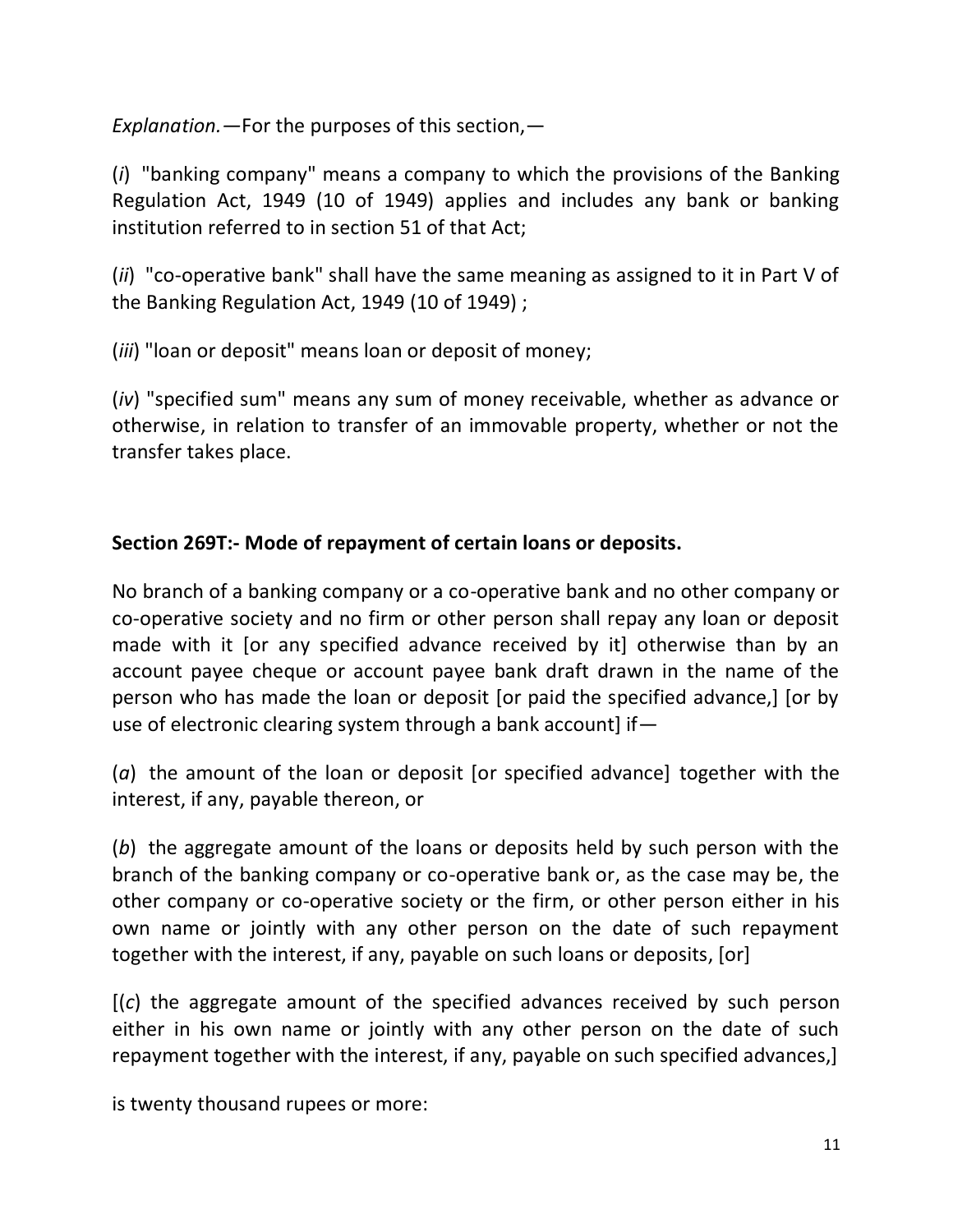*Explanation.*—For the purposes of this section,—

(*i*) "banking company" means a company to which the provisions of the Banking Regulation Act, 1949 (10 of 1949) applies and includes any bank or banking institution referred to in section 51 of that Act;

(*ii*) "co-operative bank" shall have the same meaning as assigned to it in Part V of the Banking Regulation Act, 1949 (10 of 1949) ;

(*iii*) "loan or deposit" means loan or deposit of money;

(*iv*) "specified sum" means any sum of money receivable, whether as advance or otherwise, in relation to transfer of an immovable property, whether or not the transfer takes place.

**Section 269T:- Mode of repayment of certain loans or deposits.**

No branch of a banking company or a co-operative bank and no other company or co-operative society and no firm or other person shall repay any loan or deposit made with it [or any specified advance received by it] otherwise than by an account payee cheque or account payee bank draft drawn in the name of the person who has made the loan or deposit [or paid the specified advance,] [or by use of electronic clearing system through a bank account] if—

(*a*) the amount of the loan or deposit [or specified advance] together with the interest, if any, payable thereon, or

(*b*) the aggregate amount of the loans or deposits held by such person with the branch of the banking company or co-operative bank or, as the case may be, the other company or co-operative society or the firm, or other person either in his own name or jointly with any other person on the date of such repayment together with the interest, if any, payable on such loans or deposits, [or]

[(*c*) the aggregate amount of the specified advances received by such person either in his own name or jointly with any other person on the date of such repayment together with the interest, if any, payable on such specified advances,]

is twenty thousand rupees or more: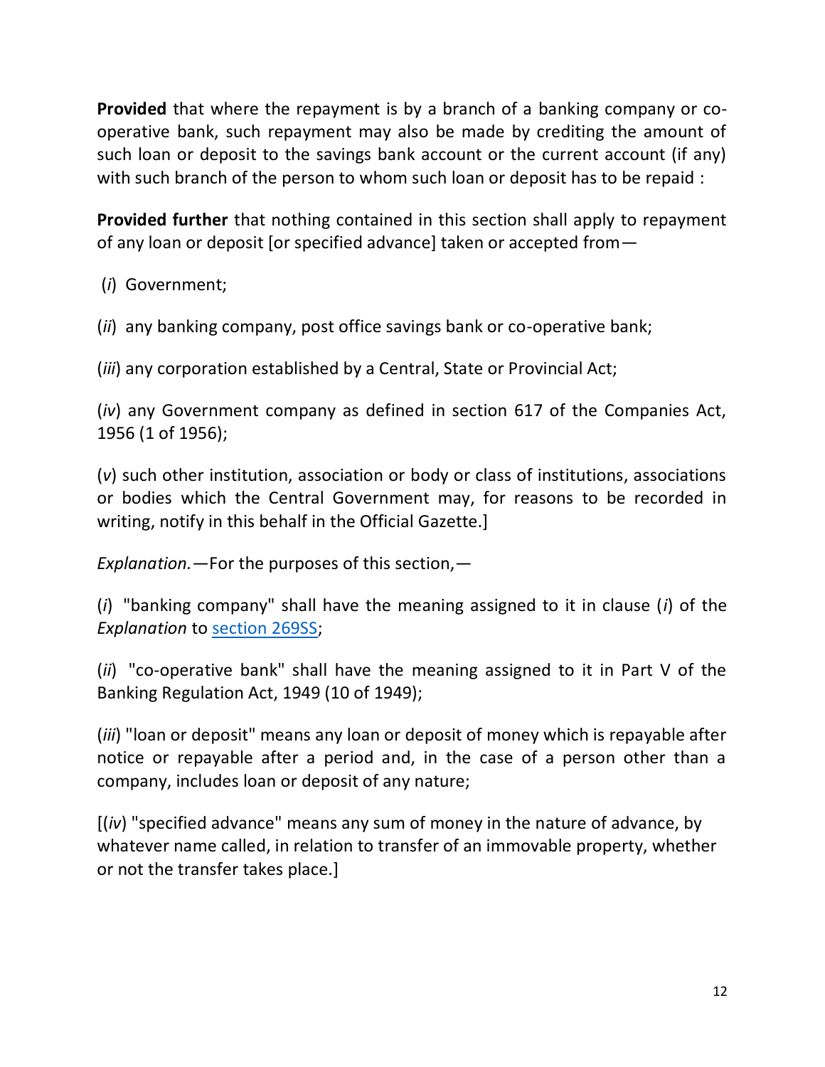**Provided** that where the repayment is by a branch of a banking company or co-operative bank, such repayment may also be made by crediting the amount of such loan or deposit to the savings bank account or the current account (if any) with such branch of the person to whom such loan or deposit has to be repaid :

**Provided further** that nothing contained in this section shall apply to repayment of any loan or deposit [or specified advance] taken or accepted from—

(*i*) Government;

(*ii*) any banking company, post office savings bank or co-operative bank;

(*iii*) any corporation established by a Central, State or Provincial Act;

(*iv*) any Government company as defined in section 617 of the Companies Act, 1956 (1 of 1956);

(*v*) such other institution, association or body or class of institutions, associations or bodies which the Central Government may, for reasons to be recorded in writing, notify in this behalf in the Official Gazette.]

*Explanation.*—For the purposes of this section,—

(*i*) "banking company" shall have the meaning assigned to it in clause (*i*) of the *Explanation* to section 269SS;

(*ii*) "co-operative bank" shall have the meaning assigned to it in Part V of the Banking Regulation Act, 1949 (10 of 1949);

(*iii*) "loan or deposit" means any loan or deposit of money which is repayable after notice or repayable after a period and, in the case of a person other than a company, includes loan or deposit of any nature;

[(*iv*) "specified advance" means any sum of money in the nature of advance, by whatever name called, in relation to transfer of an immovable property, whether or not the transfer takes place.]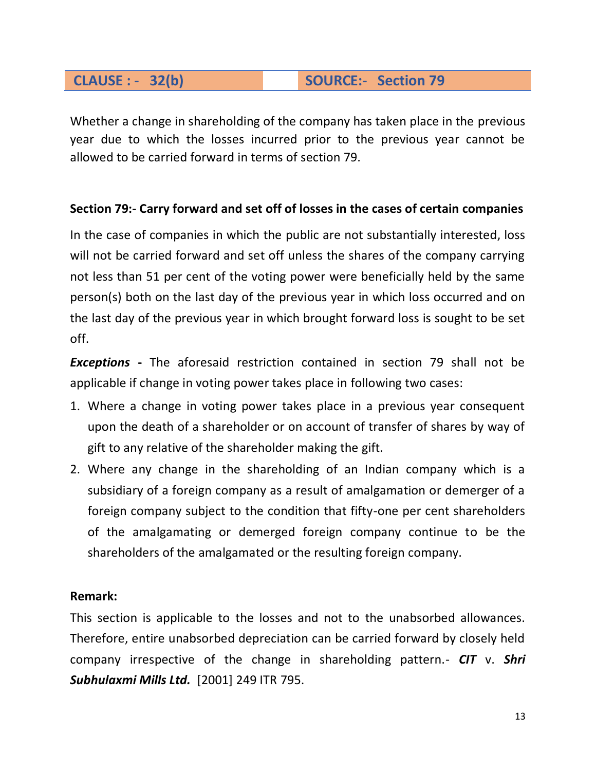| CLAUSE : - 32(b) | | SOURCE:- Section 79 |
|---|---|---|

Whether a change in shareholding of the company has taken place in the previous year due to which the losses incurred prior to the previous year cannot be allowed to be carried forward in terms of section 79.

**Section 79:- Carry forward and set off of losses in the cases of certain companies**

In the case of companies in which the public are not substantially interested, loss will not be carried forward and set off unless the shares of the company carrying not less than 51 per cent of the voting power were beneficially held by the same person(s) both on the last day of the previous year in which loss occurred and on the last day of the previous year in which brought forward loss is sought to be set off.

***Exceptions*** **-** The aforesaid restriction contained in section 79 shall not be applicable if change in voting power takes place in following two cases:

1. Where a change in voting power takes place in a previous year consequent upon the death of a shareholder or on account of transfer of shares by way of gift to any relative of the shareholder making the gift.
2. Where any change in the shareholding of an Indian company which is a subsidiary of a foreign company as a result of amalgamation or demerger of a foreign company subject to the condition that fifty-one per cent shareholders of the amalgamating or demerged foreign company continue to be the shareholders of the amalgamated or the resulting foreign company.

**Remark:**

This section is applicable to the losses and not to the unabsorbed allowances. Therefore, entire unabsorbed depreciation can be carried forward by closely held company irrespective of the change in shareholding pattern.- ***CIT*** v. ***Shri Subhulaxmi Mills Ltd.*** [2001] 249 ITR 795.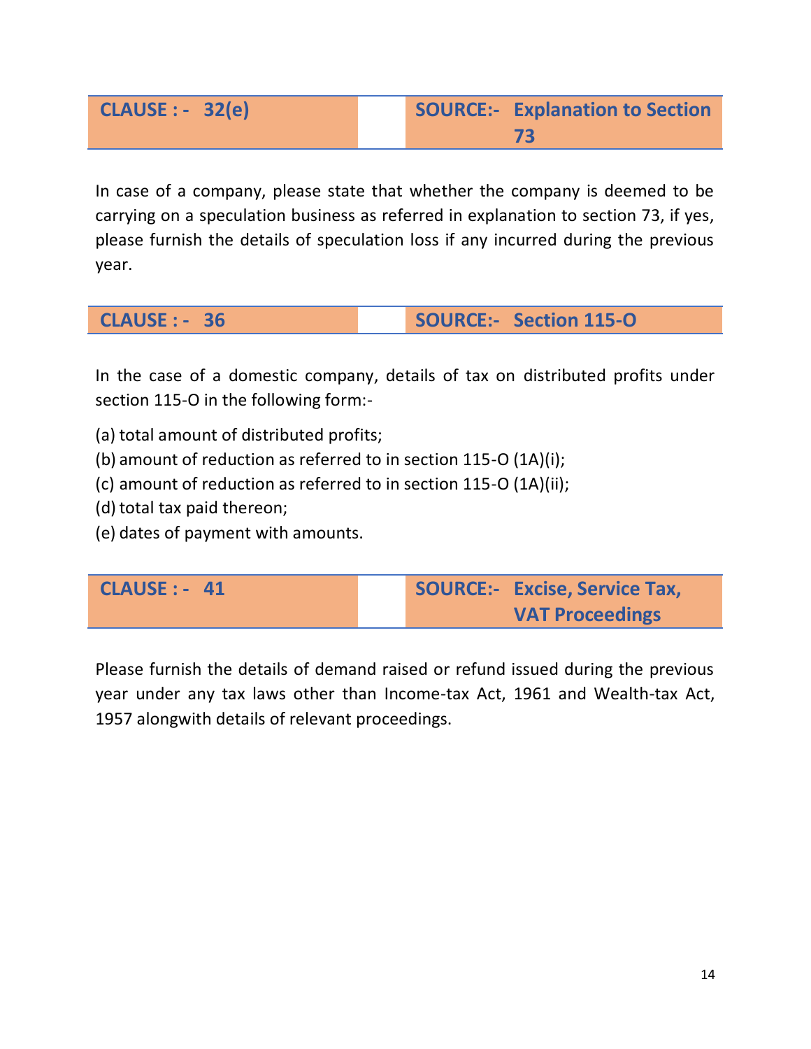| CLAUSE : - 32(e) | | SOURCE:- Explanation to Section 73 |
|---|---|---|

In case of a company, please state that whether the company is deemed to be carrying on a speculation business as referred in explanation to section 73, if yes, please furnish the details of speculation loss if any incurred during the previous year.

| CLAUSE : - 36 | | SOURCE:- Section 115-O |
|---|---|---|

In the case of a domestic company, details of tax on distributed profits under section 115-O in the following form:-

(a) total amount of distributed profits;
(b) amount of reduction as referred to in section 115-O (1A)(i);
(c) amount of reduction as referred to in section 115-O (1A)(ii);
(d) total tax paid thereon;
(e) dates of payment with amounts.

| CLAUSE : - 41 | | SOURCE:- Excise, Service Tax, VAT Proceedings |
|---|---|---|

Please furnish the details of demand raised or refund issued during the previous year under any tax laws other than Income-tax Act, 1961 and Wealth-tax Act, 1957 alongwith details of relevant proceedings.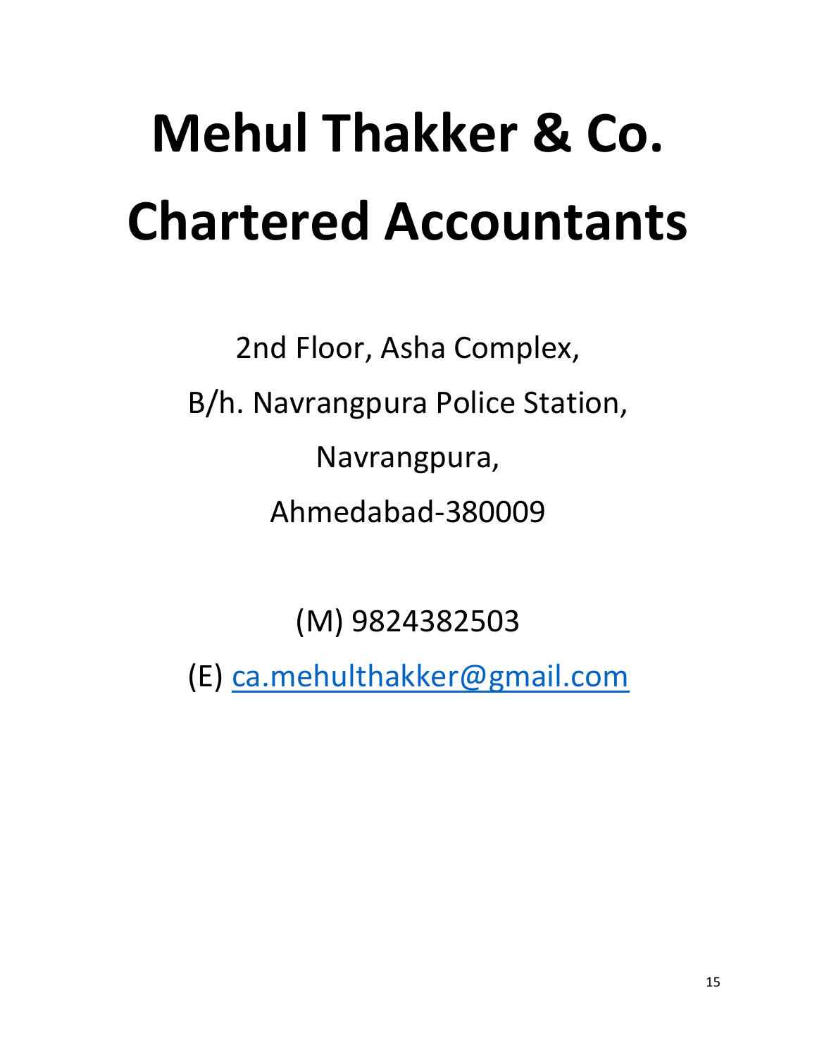# Mehul Thakker & Co.
# Chartered Accountants

2nd Floor, Asha Complex,

B/h. Navrangpura Police Station,

Navrangpura,

Ahmedabad-380009

(M) 9824382503

(E) ca.mehulthakker@gmail.com